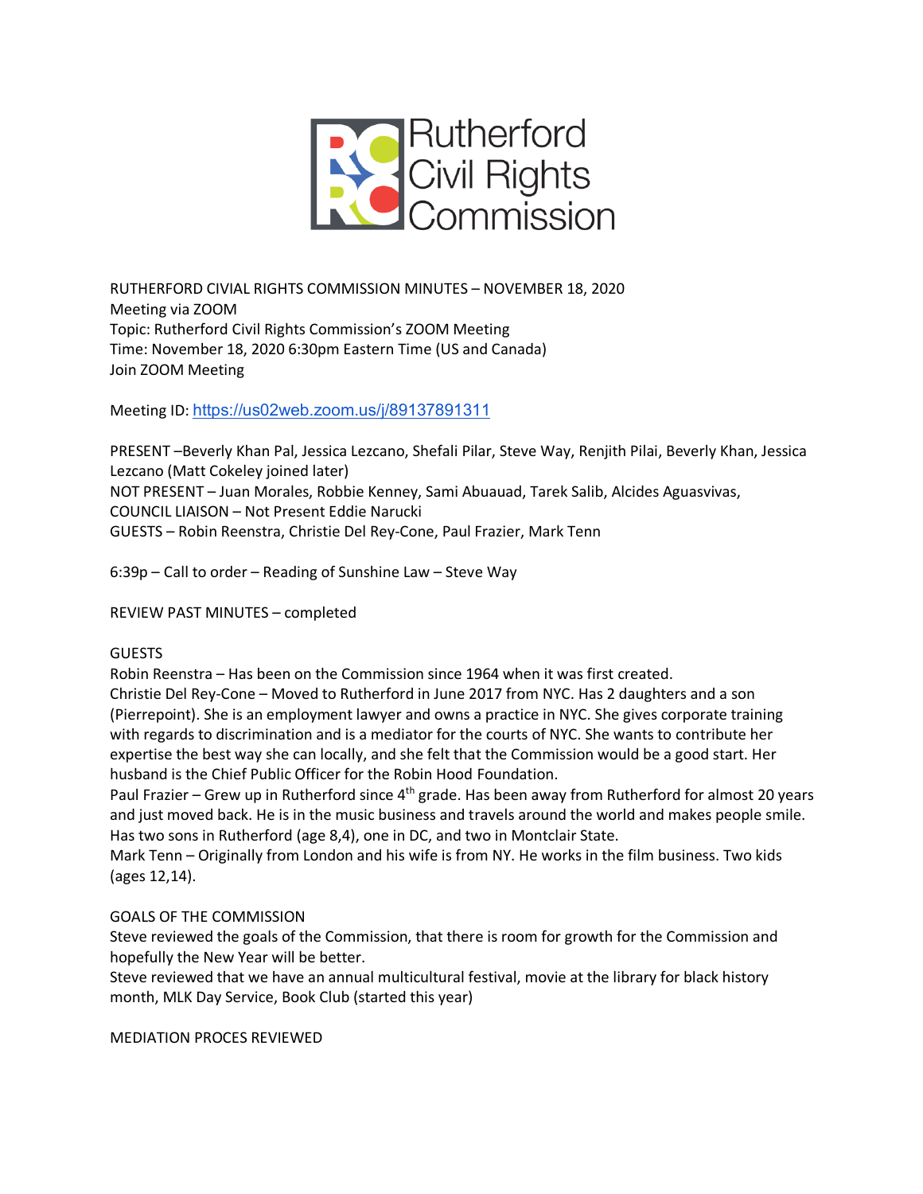Rutherford Civil Rights Commission

RUTHERFORD CIVIAL RIGHTS COMMISSION MINUTES – NOVEMBER 18, 2020
Meeting via ZOOM
Topic: Rutherford Civil Rights Commission's ZOOM Meeting
Time: November 18, 2020 6:30pm Eastern Time (US and Canada)
Join ZOOM Meeting

Meeting ID: https://us02web.zoom.us/j/89137891311

PRESENT –Beverly Khan Pal, Jessica Lezcano, Shefali Pilar, Steve Way, Renjith Pilai, Beverly Khan, Jessica Lezcano (Matt Cokeley joined later)
NOT PRESENT – Juan Morales, Robbie Kenney, Sami Abuauad, Tarek Salib, Alcides Aguasvivas,
COUNCIL LIAISON – Not Present Eddie Narucki
GUESTS – Robin Reenstra, Christie Del Rey-Cone, Paul Frazier, Mark Tenn

6:39p – Call to order – Reading of Sunshine Law – Steve Way

REVIEW PAST MINUTES – completed

GUESTS
Robin Reenstra – Has been on the Commission since 1964 when it was first created.
Christie Del Rey-Cone – Moved to Rutherford in June 2017 from NYC. Has 2 daughters and a son (Pierrepoint). She is an employment lawyer and owns a practice in NYC. She gives corporate training with regards to discrimination and is a mediator for the courts of NYC. She wants to contribute her expertise the best way she can locally, and she felt that the Commission would be a good start. Her husband is the Chief Public Officer for the Robin Hood Foundation.
Paul Frazier – Grew up in Rutherford since 4th grade. Has been away from Rutherford for almost 20 years and just moved back. He is in the music business and travels around the world and makes people smile. Has two sons in Rutherford (age 8,4), one in DC, and two in Montclair State.
Mark Tenn – Originally from London and his wife is from NY. He works in the film business. Two kids (ages 12,14).

GOALS OF THE COMMISSION
Steve reviewed the goals of the Commission, that there is room for growth for the Commission and hopefully the New Year will be better.
Steve reviewed that we have an annual multicultural festival, movie at the library for black history month, MLK Day Service, Book Club (started this year)

MEDIATION PROCES REVIEWED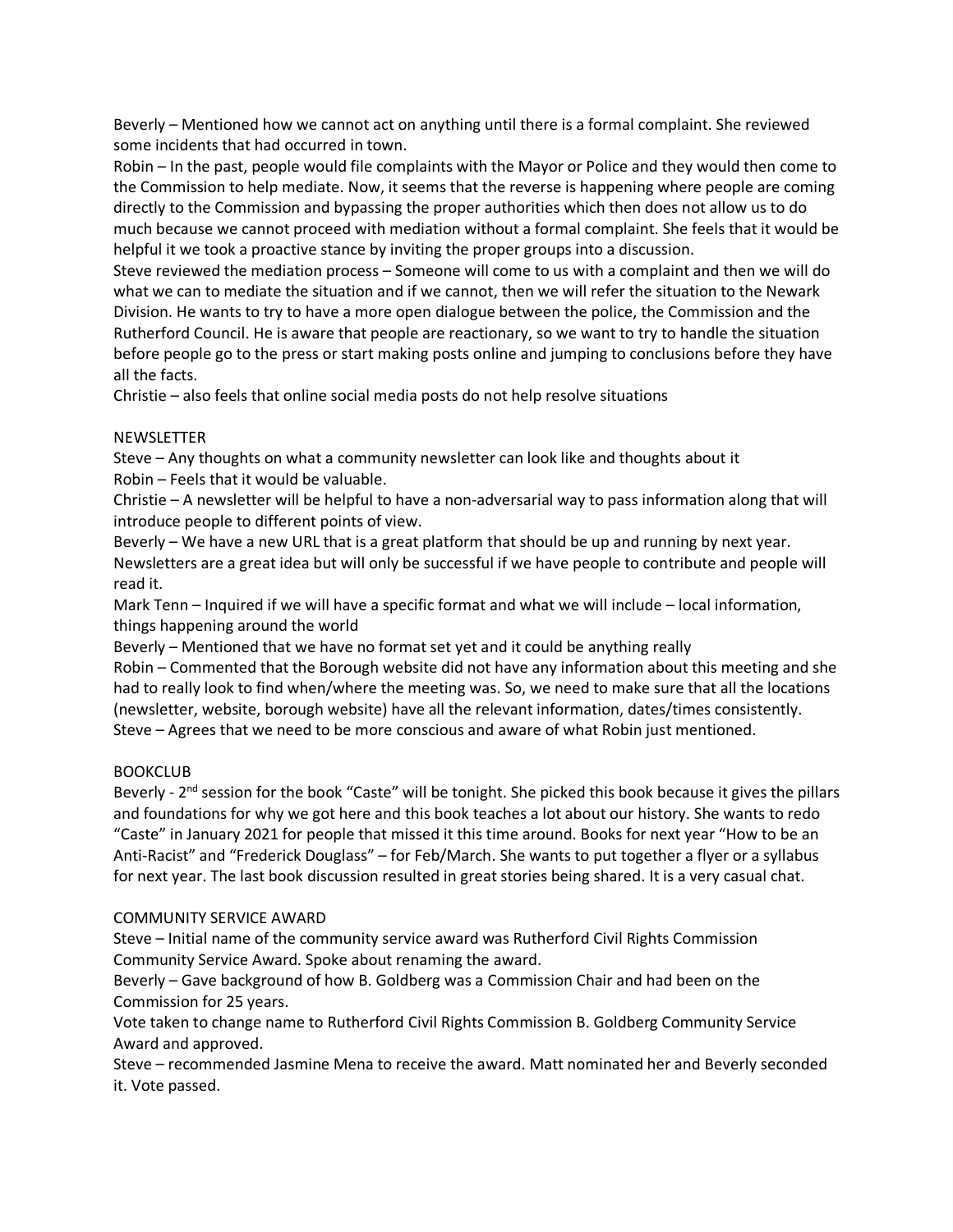Beverly – Mentioned how we cannot act on anything until there is a formal complaint. She reviewed some incidents that had occurred in town.

Robin – In the past, people would file complaints with the Mayor or Police and they would then come to the Commission to help mediate. Now, it seems that the reverse is happening where people are coming directly to the Commission and bypassing the proper authorities which then does not allow us to do much because we cannot proceed with mediation without a formal complaint. She feels that it would be helpful it we took a proactive stance by inviting the proper groups into a discussion.

Steve reviewed the mediation process – Someone will come to us with a complaint and then we will do what we can to mediate the situation and if we cannot, then we will refer the situation to the Newark Division. He wants to try to have a more open dialogue between the police, the Commission and the Rutherford Council. He is aware that people are reactionary, so we want to try to handle the situation before people go to the press or start making posts online and jumping to conclusions before they have all the facts.

Christie – also feels that online social media posts do not help resolve situations

NEWSLETTER

Steve – Any thoughts on what a community newsletter can look like and thoughts about it

Robin – Feels that it would be valuable.

Christie – A newsletter will be helpful to have a non-adversarial way to pass information along that will introduce people to different points of view.

Beverly – We have a new URL that is a great platform that should be up and running by next year. Newsletters are a great idea but will only be successful if we have people to contribute and people will read it.

Mark Tenn – Inquired if we will have a specific format and what we will include – local information, things happening around the world

Beverly – Mentioned that we have no format set yet and it could be anything really

Robin – Commented that the Borough website did not have any information about this meeting and she had to really look to find when/where the meeting was. So, we need to make sure that all the locations (newsletter, website, borough website) have all the relevant information, dates/times consistently.

Steve – Agrees that we need to be more conscious and aware of what Robin just mentioned.

BOOKCLUB

Beverly - 2nd session for the book "Caste" will be tonight. She picked this book because it gives the pillars and foundations for why we got here and this book teaches a lot about our history. She wants to redo "Caste" in January 2021 for people that missed it this time around. Books for next year "How to be an Anti-Racist" and "Frederick Douglass" – for Feb/March. She wants to put together a flyer or a syllabus for next year. The last book discussion resulted in great stories being shared. It is a very casual chat.

COMMUNITY SERVICE AWARD

Steve – Initial name of the community service award was Rutherford Civil Rights Commission Community Service Award. Spoke about renaming the award.

Beverly – Gave background of how B. Goldberg was a Commission Chair and had been on the Commission for 25 years.

Vote taken to change name to Rutherford Civil Rights Commission B. Goldberg Community Service Award and approved.

Steve – recommended Jasmine Mena to receive the award. Matt nominated her and Beverly seconded it. Vote passed.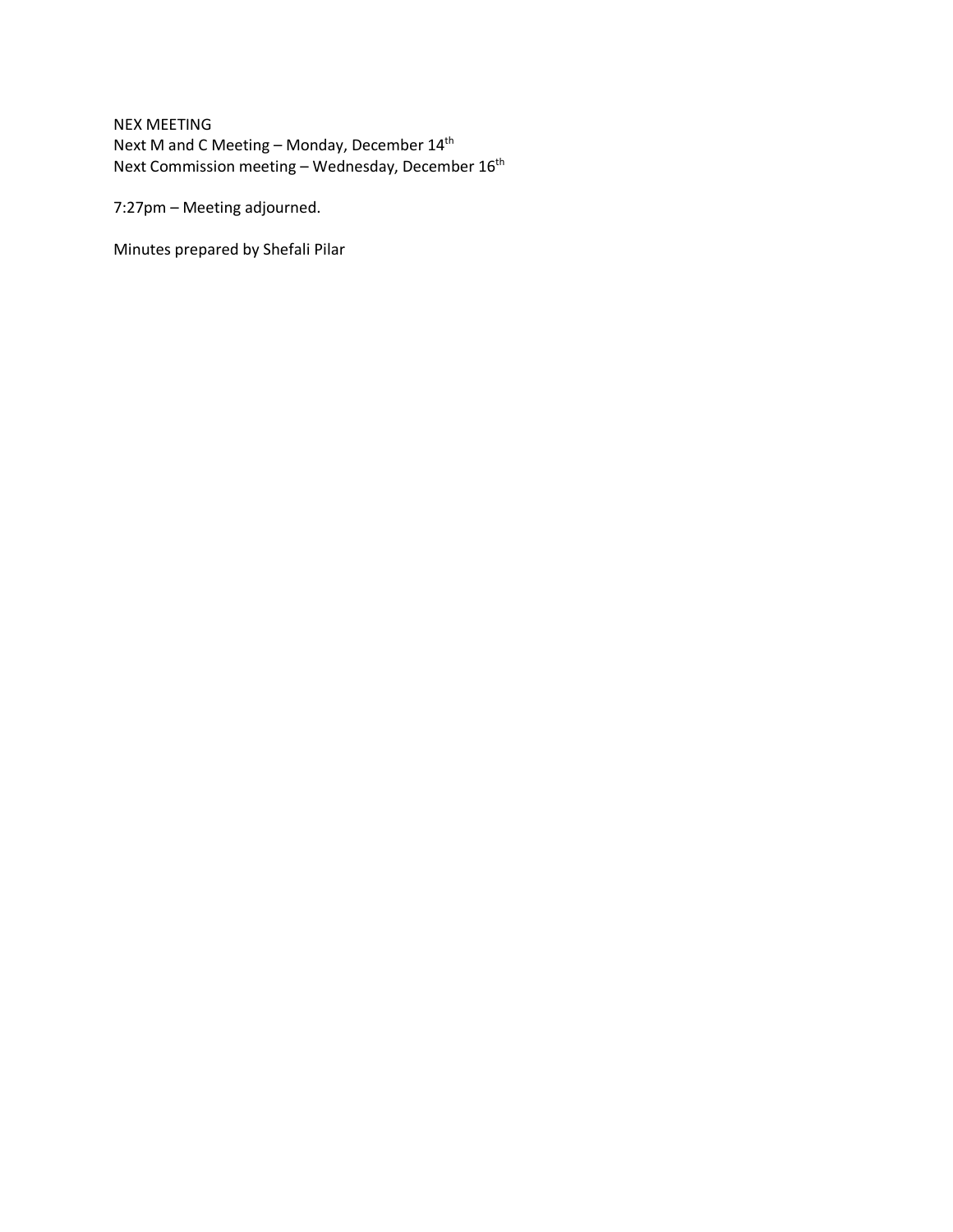NEX MEETING
Next M and C Meeting – Monday, December 14th
Next Commission meeting – Wednesday, December 16th

7:27pm – Meeting adjourned.

Minutes prepared by Shefali Pilar